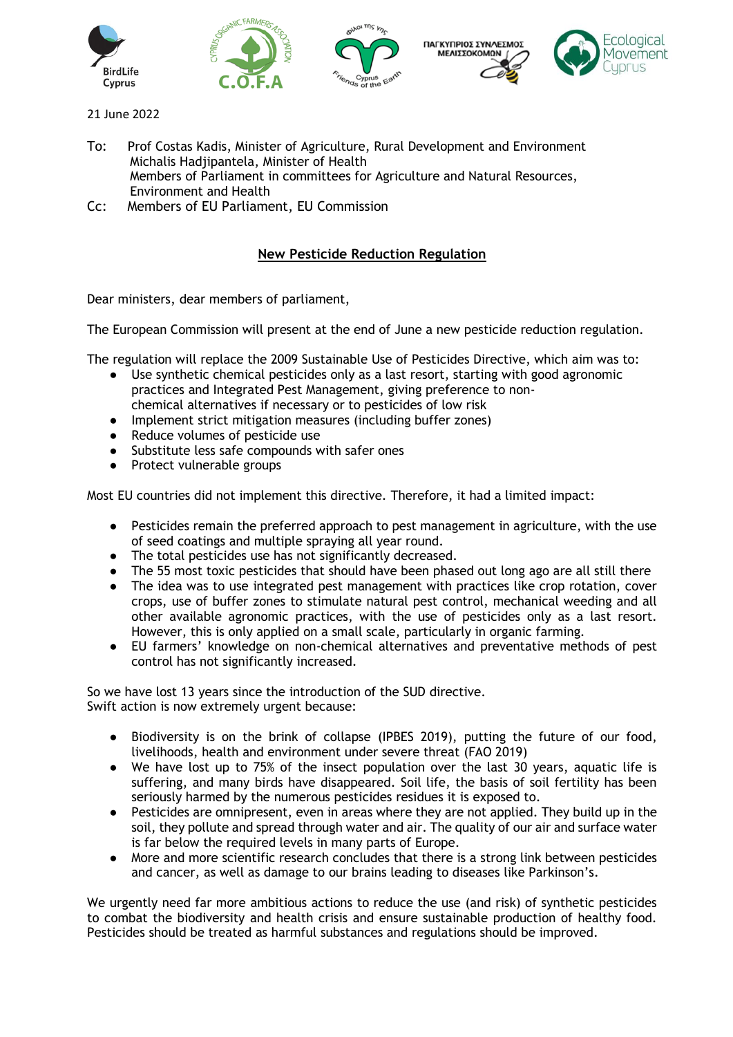21 June 2022

To: Prof Costas Kadis, Minister of Agriculture, Rural Development and Environment
Michalis Hadjipantela, Minister of Health
Members of Parliament in committees for Agriculture and Natural Resources, Environment and Health

Cc: Members of EU Parliament, EU Commission

**New Pesticide Reduction Regulation**

Dear ministers, dear members of parliament,

The European Commission will present at the end of June a new pesticide reduction regulation.

The regulation will replace the 2009 Sustainable Use of Pesticides Directive, which aim was to:

- Use synthetic chemical pesticides only as a last resort, starting with good agronomic practices and Integrated Pest Management, giving preference to non-chemical alternatives if necessary or to pesticides of low risk
- Implement strict mitigation measures (including buffer zones)
- Reduce volumes of pesticide use
- Substitute less safe compounds with safer ones
- Protect vulnerable groups

Most EU countries did not implement this directive. Therefore, it had a limited impact:

- Pesticides remain the preferred approach to pest management in agriculture, with the use of seed coatings and multiple spraying all year round.
- The total pesticides use has not significantly decreased.
- The 55 most toxic pesticides that should have been phased out long ago are all still there
- The idea was to use integrated pest management with practices like crop rotation, cover crops, use of buffer zones to stimulate natural pest control, mechanical weeding and all other available agronomic practices, with the use of pesticides only as a last resort. However, this is only applied on a small scale, particularly in organic farming.
- EU farmers' knowledge on non-chemical alternatives and preventative methods of pest control has not significantly increased.

So we have lost 13 years since the introduction of the SUD directive.
Swift action is now extremely urgent because:

- Biodiversity is on the brink of collapse (IPBES 2019), putting the future of our food, livelihoods, health and environment under severe threat (FAO 2019)
- We have lost up to 75% of the insect population over the last 30 years, aquatic life is suffering, and many birds have disappeared. Soil life, the basis of soil fertility has been seriously harmed by the numerous pesticides residues it is exposed to.
- Pesticides are omnipresent, even in areas where they are not applied. They build up in the soil, they pollute and spread through water and air. The quality of our air and surface water is far below the required levels in many parts of Europe.
- More and more scientific research concludes that there is a strong link between pesticides and cancer, as well as damage to our brains leading to diseases like Parkinson's.

We urgently need far more ambitious actions to reduce the use (and risk) of synthetic pesticides to combat the biodiversity and health crisis and ensure sustainable production of healthy food. Pesticides should be treated as harmful substances and regulations should be improved.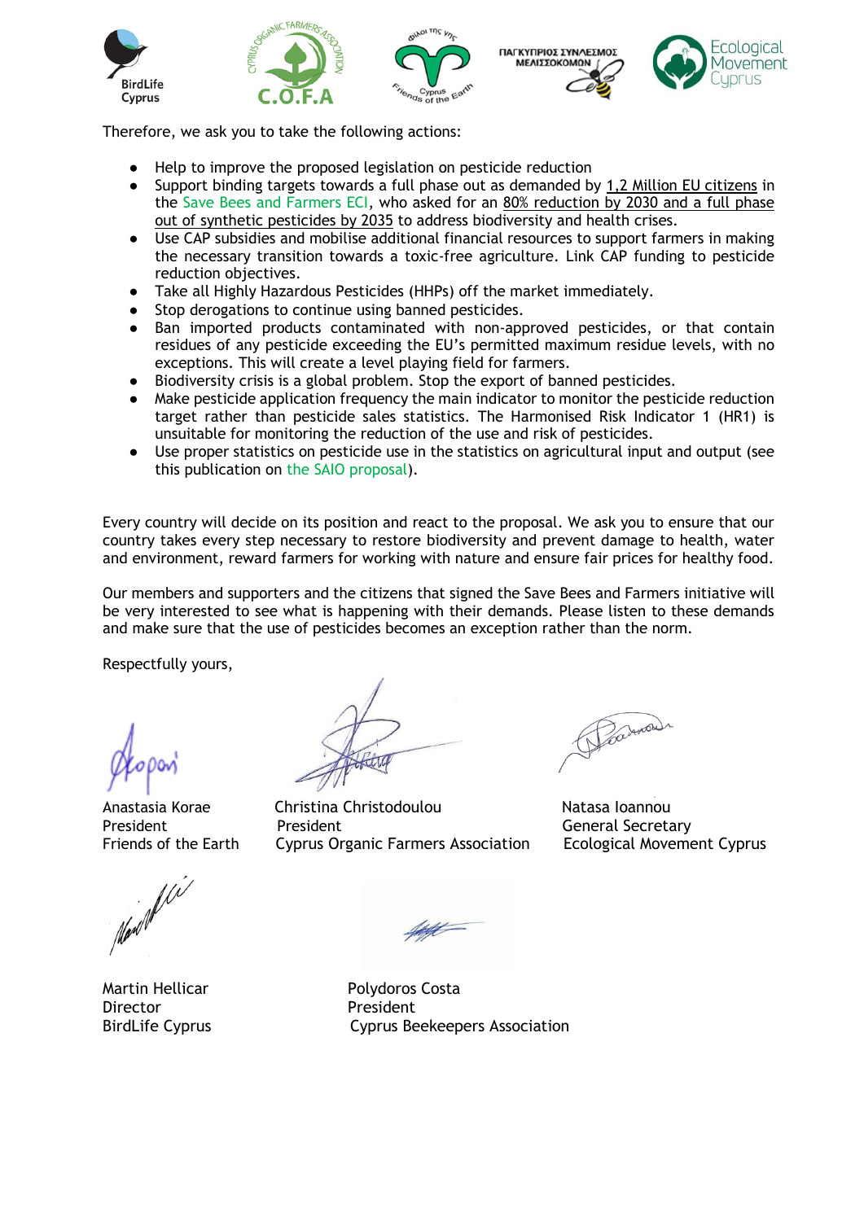Therefore, we ask you to take the following actions:

- Help to improve the proposed legislation on pesticide reduction
- Support binding targets towards a full phase out as demanded by 1,2 Million EU citizens in the Save Bees and Farmers ECI, who asked for an 80% reduction by 2030 and a full phase out of synthetic pesticides by 2035 to address biodiversity and health crises.
- Use CAP subsidies and mobilise additional financial resources to support farmers in making the necessary transition towards a toxic-free agriculture. Link CAP funding to pesticide reduction objectives.
- Take all Highly Hazardous Pesticides (HHPs) off the market immediately.
- Stop derogations to continue using banned pesticides.
- Ban imported products contaminated with non-approved pesticides, or that contain residues of any pesticide exceeding the EU's permitted maximum residue levels, with no exceptions. This will create a level playing field for farmers.
- Biodiversity crisis is a global problem. Stop the export of banned pesticides.
- Make pesticide application frequency the main indicator to monitor the pesticide reduction target rather than pesticide sales statistics. The Harmonised Risk Indicator 1 (HR1) is unsuitable for monitoring the reduction of the use and risk of pesticides.
- Use proper statistics on pesticide use in the statistics on agricultural input and output (see this publication on the SAIO proposal).

Every country will decide on its position and react to the proposal. We ask you to ensure that our country takes every step necessary to restore biodiversity and prevent damage to health, water and environment, reward farmers for working with nature and ensure fair prices for healthy food.

Our members and supporters and the citizens that signed the Save Bees and Farmers initiative will be very interested to see what is happening with their demands. Please listen to these demands and make sure that the use of pesticides becomes an exception rather than the norm.

Respectfully yours,

Anastasia Korae
President
Friends of the Earth

Christina Christodoulou
President
Cyprus Organic Farmers Association

Natasa Ioannou
General Secretary
Ecological Movement Cyprus

Martin Hellicar
Director
BirdLife Cyprus

Polydoros Costa
President
Cyprus Beekeepers Association